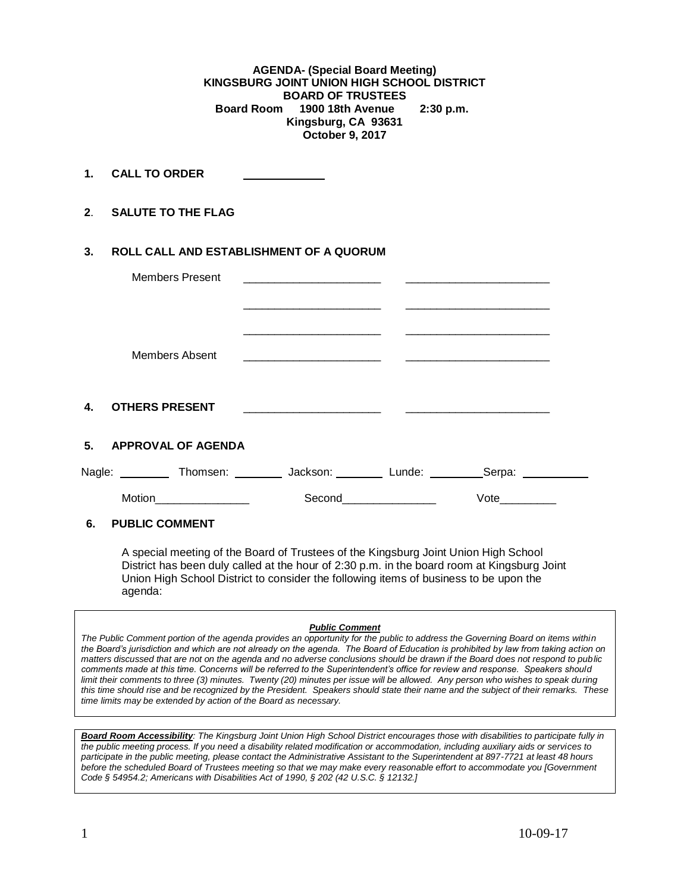**AGENDA- (Special Board Meeting)**
**KINGSBURG JOINT UNION HIGH SCHOOL DISTRICT**
**BOARD OF TRUSTEES**
**Board Room 1900 18th Avenue 2:30 p.m.**
**Kingsburg, CA 93631**
**October 9, 2017**

**1. CALL TO ORDER** ____________

**2. SALUTE TO THE FLAG**

**3. ROLL CALL AND ESTABLISHMENT OF A QUORUM**

Members Present ______________________ ______________________

______________________ ______________________

______________________ ______________________

Members Absent ______________________ ______________________

**4. OTHERS PRESENT** ______________________ ______________________

**5. APPROVAL OF AGENDA**

Nagle: ________ Thomsen: ________ Jackson: ________ Lunde: ________ Serpa: ________

Motion_______________ Second_______________ Vote_________

**6. PUBLIC COMMENT**

A special meeting of the Board of Trustees of the Kingsburg Joint Union High School District has been duly called at the hour of 2:30 p.m. in the board room at Kingsburg Joint Union High School District to consider the following items of business to be upon the agenda:

***Public Comment***

*The Public Comment portion of the agenda provides an opportunity for the public to address the Governing Board on items within the Board's jurisdiction and which are not already on the agenda. The Board of Education is prohibited by law from taking action on matters discussed that are not on the agenda and no adverse conclusions should be drawn if the Board does not respond to public comments made at this time. Concerns will be referred to the Superintendent's office for review and response. Speakers should limit their comments to three (3) minutes. Twenty (20) minutes per issue will be allowed. Any person who wishes to speak during this time should rise and be recognized by the President. Speakers should state their name and the subject of their remarks. These time limits may be extended by action of the Board as necessary.*

***Board Room Accessibility**: The Kingsburg Joint Union High School District encourages those with disabilities to participate fully in the public meeting process. If you need a disability related modification or accommodation, including auxiliary aids or services to participate in the public meeting, please contact the Administrative Assistant to the Superintendent at 897-7721 at least 48 hours before the scheduled Board of Trustees meeting so that we may make every reasonable effort to accommodate you [Government Code § 54954.2; Americans with Disabilities Act of 1990, § 202 (42 U.S.C. § 12132.]*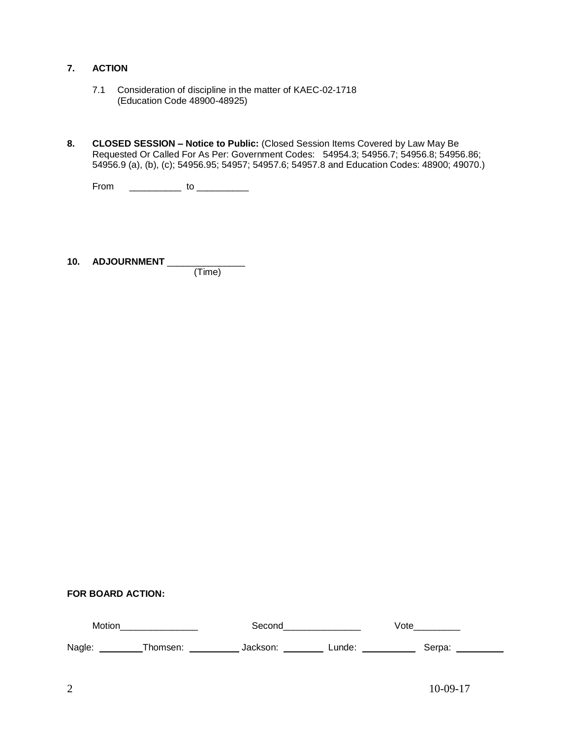## 7. ACTION

7.1 Consideration of discipline in the matter of KAEC-02-1718
(Education Code 48900-48925)

## 8. CLOSED SESSION – Notice to Public: 

(Closed Session Items Covered by Law May Be Requested Or Called For As Per: Government Codes: 54954.3; 54956.7; 54956.8; 54956.86; 54956.9 (a), (b), (c); 54956.95; 54957; 54957.6; 54957.8 and Education Codes: 48900; 49070.)

From __________ to __________

## 10. ADJOURNMENT _______________

(Time)

**FOR BOARD ACTION:**

Motion_______________ Second_______________ Vote_________

Nagle: _________ Thomsen: __________ Jackson: ________ Lunde: __________ Serpa: _________

10-09-17